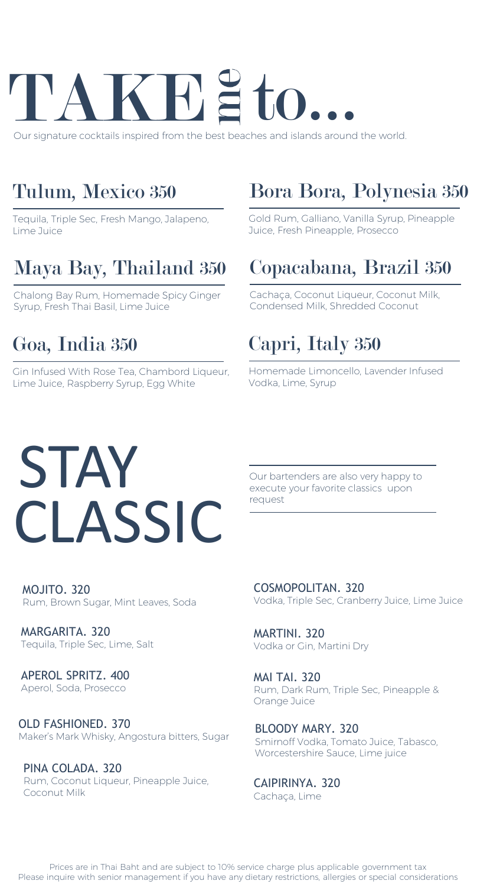# TAKE me to...

Our signature cocktails inspired from the best beaches and islands around the world.

## Tulum, Mexico 350

Tequila, Triple Sec, Fresh Mango, Jalapeno, Lime Juice

## Maya Bay, Thailand 350

Chalong Bay Rum, Homemade Spicy Ginger Syrup, Fresh Thai Basil, Lime Juice

## Goa, India 350

Gin Infused With Rose Tea, Chambord Liqueur, Lime Juice, Raspberry Syrup, Egg White

## Bora Bora, Polynesia 350

Gold Rum, Galliano, Vanilla Syrup, Pineapple Juice, Fresh Pineapple, Prosecco

## Copacabana, Brazil 350

Cachaça, Coconut Liqueur, Coconut Milk, Condensed Milk, Shredded Coconut

## Capri, Italy 350

Homemade Limoncello, Lavender Infused Vodka, Lime, Syrup

# STAY CLASSIC

Our bartenders are also very happy to execute your favorite classics upon request

**MOJITO. 320**
Rum, Brown Sugar, Mint Leaves, Soda

**MARGARITA. 320**
Tequila, Triple Sec, Lime, Salt

**APEROL SPRITZ. 400**
Aperol, Soda, Prosecco

**OLD FASHIONED. 370**
Maker's Mark Whisky, Angostura bitters, Sugar

**PINA COLADA. 320**
Rum, Coconut Liqueur, Pineapple Juice, Coconut Milk

**COSMOPOLITAN. 320**
Vodka, Triple Sec, Cranberry Juice, Lime Juice

**MARTINI. 320**
Vodka or Gin, Martini Dry

**MAI TAI. 320**
Rum, Dark Rum, Triple Sec, Pineapple & Orange Juice

**BLOODY MARY. 320**
Smirnoff Vodka, Tomato Juice, Tabasco, Worcestershire Sauce, Lime juice

**CAIPIRINYA. 320**
Cachaça, Lime

Prices are in Thai Baht and are subject to 10% service charge plus applicable government tax
Please inquire with senior management if you have any dietary restrictions, allergies or special considerations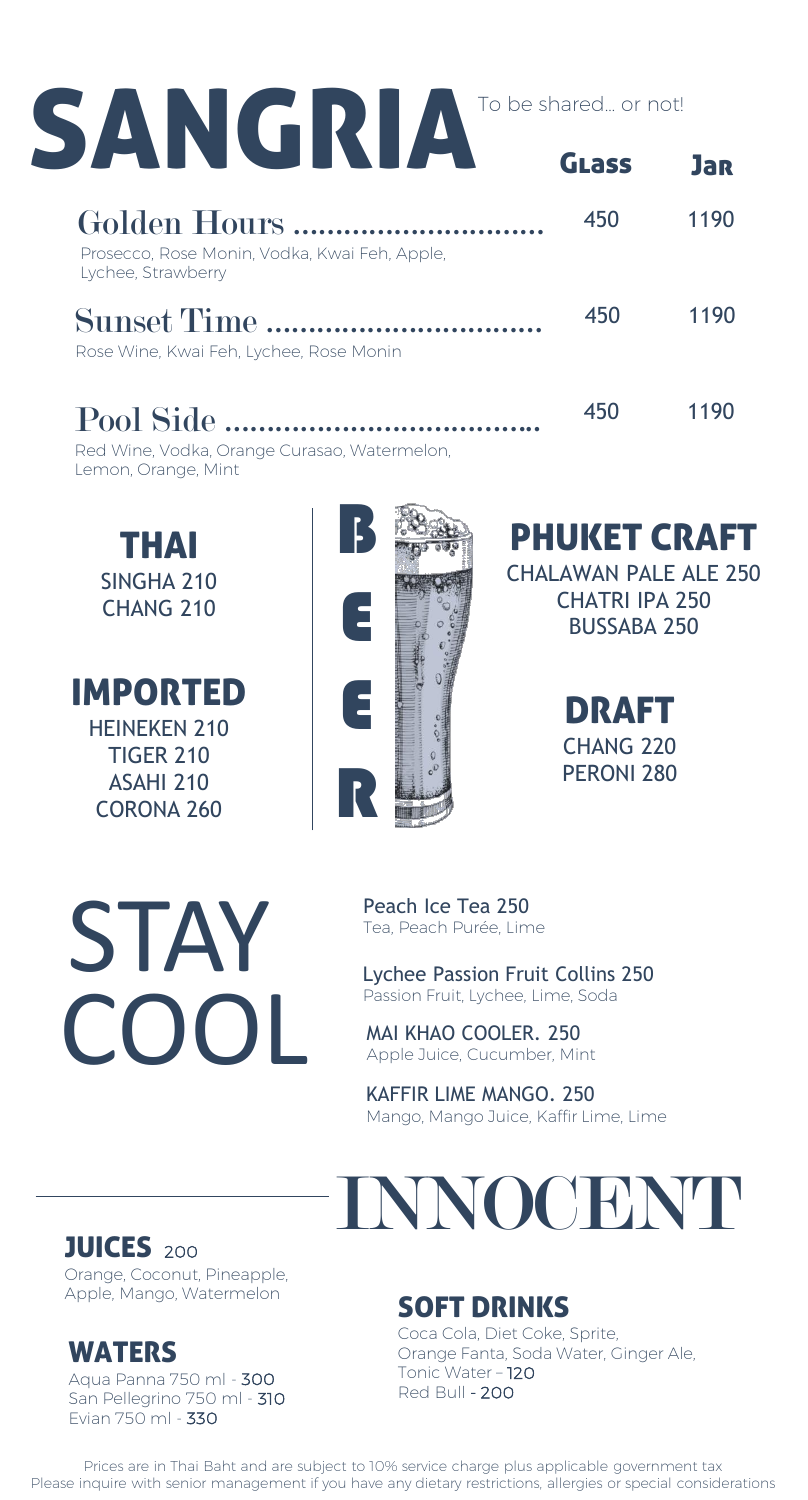# SANGRIA

To be shared... or not!

| | Glass | Jar |
|---|---|---|
| **Golden Hours** <br> Prosecco, Rose Monin, Vodka, Kwai Feh, Apple, Lychee, Strawberry | 450 | 1190 |
| **Sunset Time** <br> Rose Wine, Kwai Feh, Lychee, Rose Monin | 450 | 1190 |
| **Pool Side** <br> Red Wine, Vodka, Orange Curasao, Watermelon, Lemon, Orange, Mint | 450 | 1190 |

# BEER

## THAI

SINGHA 210
CHANG 210

## IMPORTED

HEINEKEN 210
TIGER 210
ASAHI 210
CORONA 260

## PHUKET CRAFT

CHALAWAN PALE ALE 250
CHATRI IPA 250
BUSSABA 250

## DRAFT

CHANG 220
PERONI 280

# STAY COOL

**Peach Ice Tea 250**
Tea, Peach Purée, Lime

**Lychee Passion Fruit Collins 250**
Passion Fruit, Lychee, Lime, Soda

**MAI KHAO COOLER. 250**
Apple Juice, Cucumber, Mint

**KAFFIR LIME MANGO. 250**
Mango, Mango Juice, Kaffir Lime, Lime

# INNOCENT

## JUICES 200

Orange, Coconut, Pineapple, Apple, Mango, Watermelon

## WATERS

Aqua Panna 750 ml - 300
San Pellegrino 750 ml - 310
Evian 750 ml - 330

## SOFT DRINKS

Coca Cola, Diet Coke, Sprite, Orange Fanta, Soda Water, Ginger Ale, Tonic Water – 120
Red Bull - 200

Prices are in Thai Baht and are subject to 10% service charge plus applicable government tax
Please inquire with senior management if you have any dietary restrictions, allergies or special considerations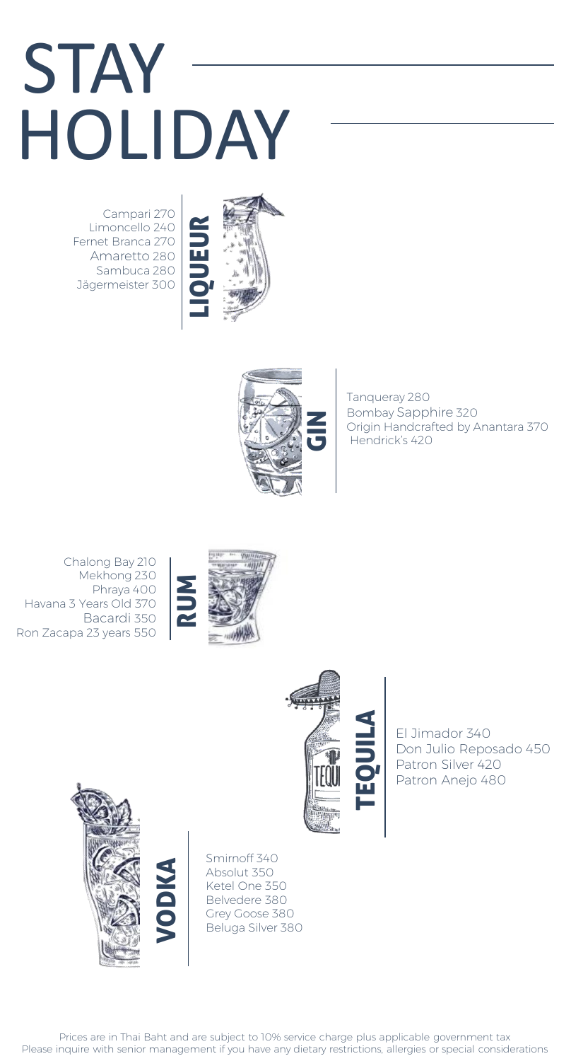# STAY HOLIDAY

## LIQUEUR

Campari 270
Limoncello 240
Fernet Branca 270
Amaretto 280
Sambuca 280
Jägermeister 300

## GIN

Tanqueray 280
Bombay Sapphire 320
Origin Handcrafted by Anantara 370
Hendrick's 420

## RUM

Chalong Bay 210
Mekhong 230
Phraya 400
Havana 3 Years Old 370
Bacardi 350
Ron Zacapa 23 years 550

## TEQUILA

El Jimador 340
Don Julio Reposado 450
Patron Silver 420
Patron Anejo 480

## VODKA

Smirnoff 340
Absolut 350
Ketel One 350
Belvedere 380
Grey Goose 380
Beluga Silver 380

Prices are in Thai Baht and are subject to 10% service charge plus applicable government tax
Please inquire with senior management if you have any dietary restrictions, allergies or special considerations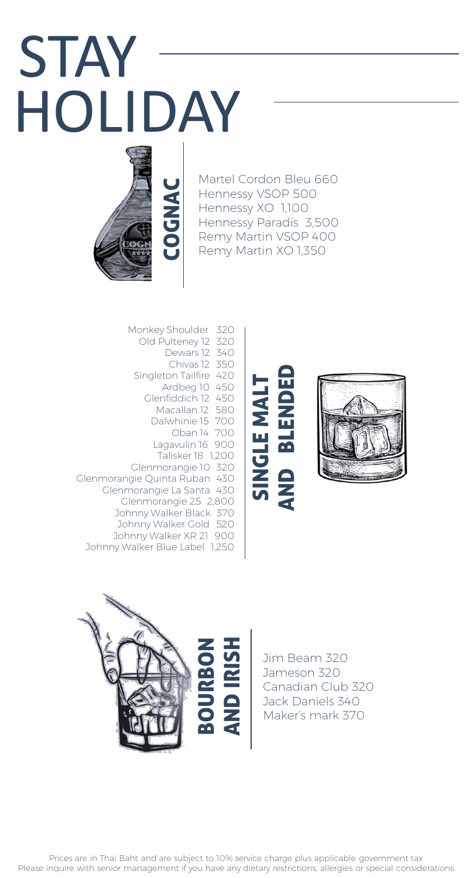# STAY HOLIDAY

## COGNAC

Martel Cordon Bleu 660
Hennessy VSOP 500
Hennessy XO 1,100
Hennessy Paradis 3,500
Remy Martin VSOP 400
Remy Martin XO 1,350

## SINGLE MALT AND BLENDED

Monkey Shoulder 320
Old Pulteney 12 320
Dewars 12 340
Chivas 12 350
Singleton Tailfire 420
Ardbeg 10 450
Glenfiddich 12 450
Macallan 12 580
Dalwhinie 15 700
Oban 14 700
Lagavulin 16 900
Talisker 18 1,200
Glenmorangie 10 320
Glenmorangie Quinta Ruban 430
Glenmorangie La Santa 430
Glenmorangie 25 2,800
Johnny Walker Black 370
Johnny Walker Gold 520
Johnny Walker XR 21 900
Johnny Walker Blue Label 1,250

## BOURBON AND IRISH

Jim Beam 320
Jameson 320
Canadian Club 320
Jack Daniels 340
Maker's mark 370

Prices are in Thai Baht and are subject to 10% service charge plus applicable government tax
Please inquire with senior management if you have any dietary restrictions, allergies or special considerations